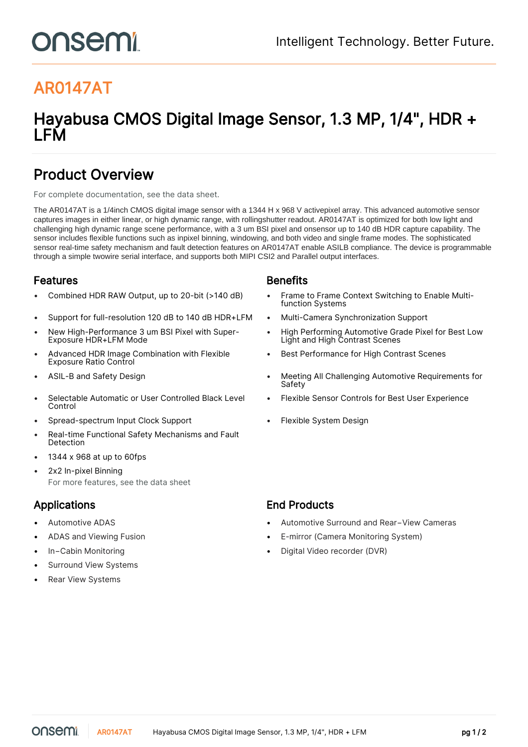onsemi

Intelligent Technology. Better Future.

# AR0147AT

## Hayabusa CMOS Digital Image Sensor, 1.3 MP, 1/4", HDR + LFM

## Product Overview

For complete documentation, see the data sheet.

The AR0147AT is a 1/4inch CMOS digital image sensor with a 1344 H x 968 V activepixel array. This advanced automotive sensor captures images in either linear, or high dynamic range, with rollingshutter readout. AR0147AT is optimized for both low light and challenging high dynamic range scene performance, with a 3 um BSI pixel and onsensor up to 140 dB HDR capture capability. The sensor includes flexible functions such as inpixel binning, windowing, and both video and single frame modes. The sophisticated sensor real-time safety mechanism and fault detection features on AR0147AT enable ASILB compliance. The device is programmable through a simple twowire serial interface, and supports both MIPI CSI2 and Parallel output interfaces.

### Features

- Combined HDR RAW Output, up to 20-bit (>140 dB)
- Support for full-resolution 120 dB to 140 dB HDR+LFM
- New High-Performance 3 um BSI Pixel with Super-Exposure HDR+LFM Mode
- Advanced HDR Image Combination with Flexible Exposure Ratio Control
- ASIL-B and Safety Design
- Selectable Automatic or User Controlled Black Level Control
- Spread-spectrum Input Clock Support
- Real-time Functional Safety Mechanisms and Fault Detection
- 1344 x 968 at up to 60fps
- 2x2 In-pixel Binning

For more features, see the data sheet

### Benefits

- Frame to Frame Context Switching to Enable Multi-function Systems
- Multi-Camera Synchronization Support
- High Performing Automotive Grade Pixel for Best Low Light and High Contrast Scenes
- Best Performance for High Contrast Scenes
- Meeting All Challenging Automotive Requirements for Safety
- Flexible Sensor Controls for Best User Experience
- Flexible System Design

### Applications

- Automotive ADAS
- ADAS and Viewing Fusion
- In−Cabin Monitoring
- Surround View Systems
- Rear View Systems

### End Products

- Automotive Surround and Rear−View Cameras
- E-mirror (Camera Monitoring System)
- Digital Video recorder (DVR)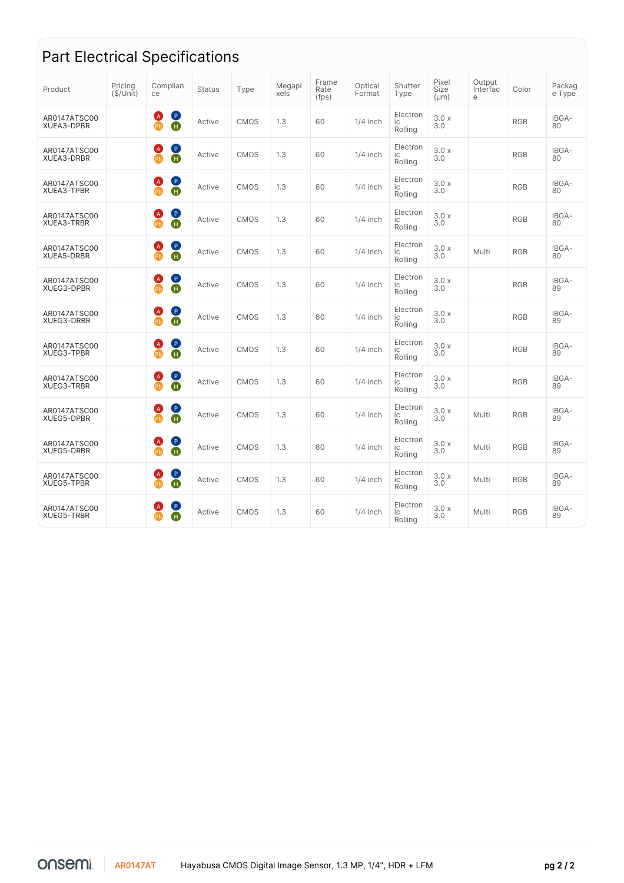## Part Electrical Specifications

| Product | Pricing ($/Unit) | Compliance | Status | Type | Megapixels | Frame Rate (fps) | Optical Format | Shutter Type | Pixel Size (µm) | Output Interface | Color | Package Type |
|---|---|---|---|---|---|---|---|---|---|---|---|---|
| AR0147ATSC00XUEA3-DPBR | | A P Pb H | Active | CMOS | 1.3 | 60 | 1/4 inch | Electronic Rolling | 3.0 x 3.0 | | RGB | IBGA-80 |
| AR0147ATSC00XUEA3-DRBR | | A P Pb H | Active | CMOS | 1.3 | 60 | 1/4 inch | Electronic Rolling | 3.0 x 3.0 | | RGB | IBGA-80 |
| AR0147ATSC00XUEA3-TPBR | | A P Pb H | Active | CMOS | 1.3 | 60 | 1/4 inch | Electronic Rolling | 3.0 x 3.0 | | RGB | IBGA-80 |
| AR0147ATSC00XUEA3-TRBR | | A P Pb H | Active | CMOS | 1.3 | 60 | 1/4 inch | Electronic Rolling | 3.0 x 3.0 | | RGB | IBGA-80 |
| AR0147ATSC00XUEA5-DRBR | | A P Pb H | Active | CMOS | 1.3 | 60 | 1/4 Inch | Electronic Rolling | 3.0 x 3.0 | Multi | RGB | IBGA-80 |
| AR0147ATSC00XUEG3-DPBR | | A P Pb H | Active | CMOS | 1.3 | 60 | 1/4 inch | Electronic Rolling | 3.0 x 3.0 | | RGB | IBGA-89 |
| AR0147ATSC00XUEG3-DRBR | | A P Pb H | Active | CMOS | 1.3 | 60 | 1/4 inch | Electronic Rolling | 3.0 x 3.0 | | RGB | IBGA-89 |
| AR0147ATSC00XUEG3-TPBR | | A P Pb H | Active | CMOS | 1.3 | 60 | 1/4 inch | Electronic Rolling | 3.0 x 3.0 | | RGB | IBGA-89 |
| AR0147ATSC00XUEG3-TRBR | | A P Pb H | Active | CMOS | 1.3 | 60 | 1/4 inch | Electronic Rolling | 3.0 x 3.0 | | RGB | IBGA-89 |
| AR0147ATSC00XUEG5-DPBR | | A P Pb H | Active | CMOS | 1.3 | 60 | 1/4 inch | Electronic Rolling | 3.0 x 3.0 | Multi | RGB | IBGA-89 |
| AR0147ATSC00XUEG5-DRBR | | A P Pb H | Active | CMOS | 1.3 | 60 | 1/4 inch | Electronic Rolling | 3.0 x 3.0 | Multi | RGB | IBGA-89 |
| AR0147ATSC00XUEG5-TPBR | | A P Pb H | Active | CMOS | 1.3 | 60 | 1/4 inch | Electronic Rolling | 3.0 x 3.0 | Multi | RGB | IBGA-89 |
| AR0147ATSC00XUEG5-TRBR | | A P Pb H | Active | CMOS | 1.3 | 60 | 1/4 inch | Electronic Rolling | 3.0 x 3.0 | Multi | RGB | IBGA-89 |